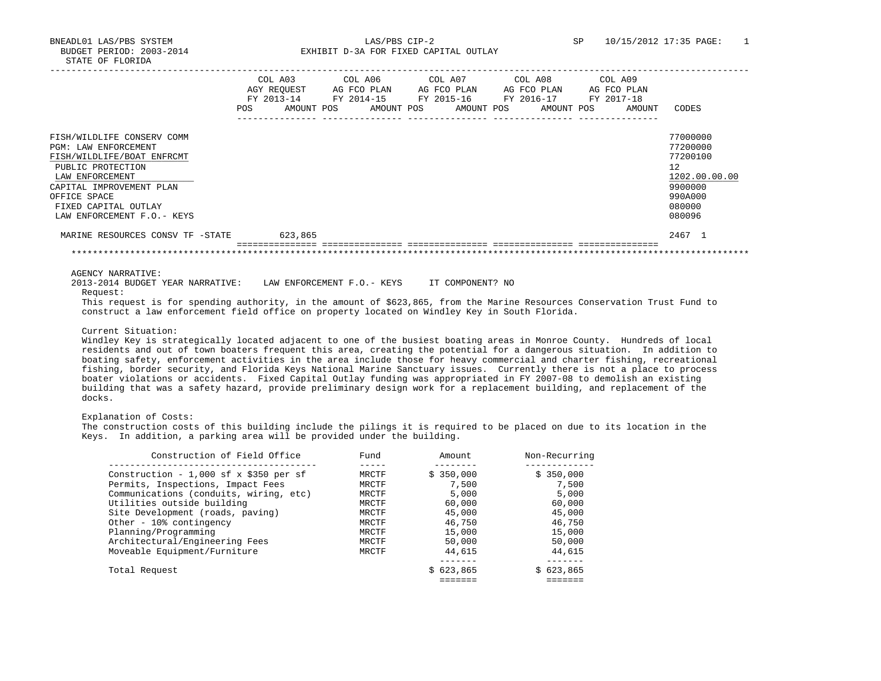BNEADL01 LAS/PBS SYSTEM
BUDGET PERIOD: 2003-2014
STATE OF FLORIDA

LAS/PBS CIP-2
EXHIBIT D-3A FOR FIXED CAPITAL OUTLAY

SP 10/15/2012 17:35

| | COL A03 AGY REQUEST FY 2013-14 POS AMOUNT | COL A06 AG FCO PLAN FY 2014-15 POS AMOUNT | COL A07 AG FCO PLAN FY 2015-16 POS AMOUNT | COL A08 AG FCO PLAN FY 2016-17 POS AMOUNT | COL A09 AG FCO PLAN FY 2017-18 POS AMOUNT | CODES |
|---|---|---|---|---|---|---|
| FISH/WILDLIFE CONSERV COMM | | | | | | 77000000 |
| PGM: LAW ENFORCEMENT | | | | | | 77200000 |
| FISH/WILDLIFE/BOAT ENFRCMT | | | | | | 77200100 |
| PUBLIC PROTECTION | | | | | | 12 |
| LAW ENFORCEMENT | | | | | | 1202.00.00.00 |
| CAPITAL IMPROVEMENT PLAN | | | | | | 9900000 |
| OFFICE SPACE | | | | | | 990A000 |
| FIXED CAPITAL OUTLAY | | | | | | 080000 |
| LAW ENFORCEMENT F.O.- KEYS | | | | | | 080096 |
| MARINE RESOURCES CONSV TF -STATE | 623,865 | | | | | 2467 1 |

AGENCY NARRATIVE:

2013-2014 BUDGET YEAR NARRATIVE: LAW ENFORCEMENT F.O.- KEYS IT COMPONENT? NO

Request:

This request is for spending authority, in the amount of $623,865, from the Marine Resources Conservation Trust Fund to construct a law enforcement field office on property located on Windley Key in South Florida.

Current Situation:

Windley Key is strategically located adjacent to one of the busiest boating areas in Monroe County. Hundreds of local residents and out of town boaters frequent this area, creating the potential for a dangerous situation. In addition to boating safety, enforcement activities in the area include those for heavy commercial and charter fishing, recreational fishing, border security, and Florida Keys National Marine Sanctuary issues. Currently there is not a place to process boater violations or accidents. Fixed Capital Outlay funding was appropriated in FY 2007-08 to demolish an existing building that was a safety hazard, provide preliminary design work for a replacement building, and replacement of the docks.

Explanation of Costs:

The construction costs of this building include the pilings it is required to be placed on due to its location in the Keys. In addition, a parking area will be provided under the building.

| Construction of Field Office | Fund | Amount | Non-Recurring |
|---|---|---|---|
| Construction - 1,000 sf x $350 per sf | MRCTF | $ 350,000 | $ 350,000 |
| Permits, Inspections, Impact Fees | MRCTF | 7,500 | 7,500 |
| Communications (conduits, wiring, etc) | MRCTF | 5,000 | 5,000 |
| Utilities outside building | MRCTF | 60,000 | 60,000 |
| Site Development (roads, paving) | MRCTF | 45,000 | 45,000 |
| Other - 10% contingency | MRCTF | 46,750 | 46,750 |
| Planning/Programming | MRCTF | 15,000 | 15,000 |
| Architectural/Engineering Fees | MRCTF | 50,000 | 50,000 |
| Moveable Equipment/Furniture | MRCTF | 44,615 | 44,615 |
| Total Request | | $ 623,865 | $ 623,865 |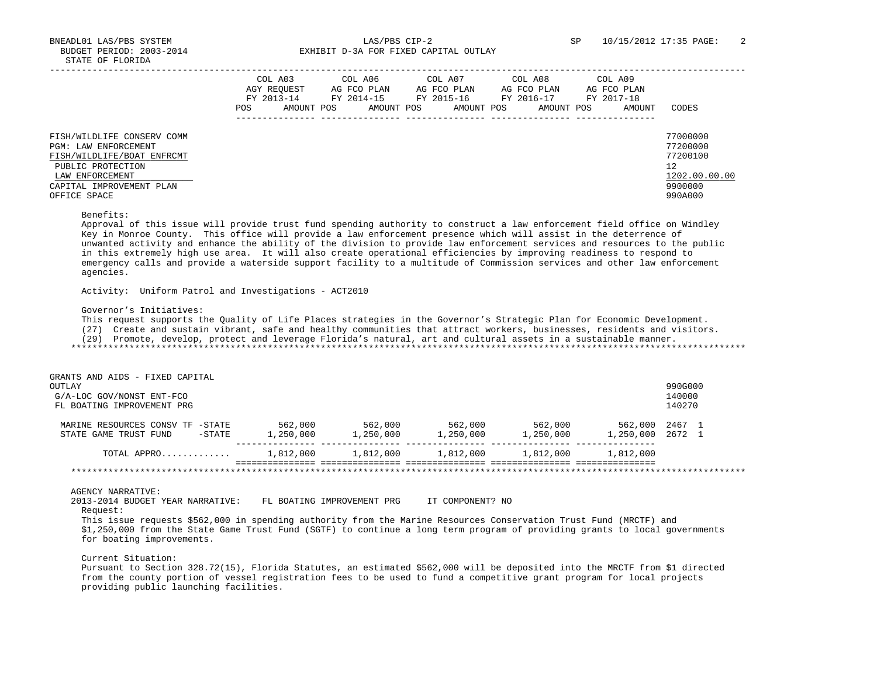| | COL A03 AGY REQUEST FY 2013-14 | | COL A06 AG FCO PLAN FY 2014-15 | | COL A07 AG FCO PLAN FY 2015-16 | | COL A08 AG FCO PLAN FY 2016-17 | | COL A09 AG FCO PLAN FY 2017-18 | | |
|---|---|---|---|---|---|---|---|---|---|---|---|
| | POS | AMOUNT | POS | AMOUNT | POS | AMOUNT | POS | AMOUNT | POS | AMOUNT | CODES |

FISH/WILDLIFE CONSERV COMM — 77000000
PGM: LAW ENFORCEMENT — 77200000
FISH/WILDLIFE/BOAT ENFRCMT — 77200100
PUBLIC PROTECTION — 12
LAW ENFORCEMENT — 1202.00.00.00
CAPITAL IMPROVEMENT PLAN — 9900000
OFFICE SPACE — 990A000

Benefits:
Approval of this issue will provide trust fund spending authority to construct a law enforcement field office on Windley Key in Monroe County. This office will provide a law enforcement presence which will assist in the deterrence of unwanted activity and enhance the ability of the division to provide law enforcement services and resources to the public in this extremely high use area. It will also create operational efficiencies by improving readiness to respond to emergency calls and provide a waterside support facility to a multitude of Commission services and other law enforcement agencies.

Activity: Uniform Patrol and Investigations - ACT2010

Governor's Initiatives:
This request supports the Quality of Life Places strategies in the Governor's Strategic Plan for Economic Development.
(27) Create and sustain vibrant, safe and healthy communities that attract workers, businesses, residents and visitors.
(29) Promote, develop, protect and leverage Florida's natural, art and cultural assets in a sustainable manner.

GRANTS AND AIDS - FIXED CAPITAL OUTLAY — 990G000
G/A-LOC GOV/NONST ENT-FCO — 140000
FL BOATING IMPROVEMENT PRG — 140270

| | COL A03 FY 2013-14 | COL A06 FY 2014-15 | COL A07 FY 2015-16 | COL A08 FY 2016-17 | COL A09 FY 2017-18 | CODES |
|---|---|---|---|---|---|---|
| MARINE RESOURCES CONSV TF -STATE | 562,000 | 562,000 | 562,000 | 562,000 | 562,000 | 2467 1 |
| STATE GAME TRUST FUND -STATE | 1,250,000 | 1,250,000 | 1,250,000 | 1,250,000 | 1,250,000 | 2672 1 |
| TOTAL APPRO............ | 1,812,000 | 1,812,000 | 1,812,000 | 1,812,000 | 1,812,000 | |

AGENCY NARRATIVE:
2013-2014 BUDGET YEAR NARRATIVE: FL BOATING IMPROVEMENT PRG IT COMPONENT? NO

Request:
This issue requests $562,000 in spending authority from the Marine Resources Conservation Trust Fund (MRCTF) and $1,250,000 from the State Game Trust Fund (SGTF) to continue a long term program of providing grants to local governments for boating improvements.

Current Situation:
Pursuant to Section 328.72(15), Florida Statutes, an estimated $562,000 will be deposited into the MRCTF from $1 directed from the county portion of vessel registration fees to be used to fund a competitive grant program for local projects providing public launching facilities.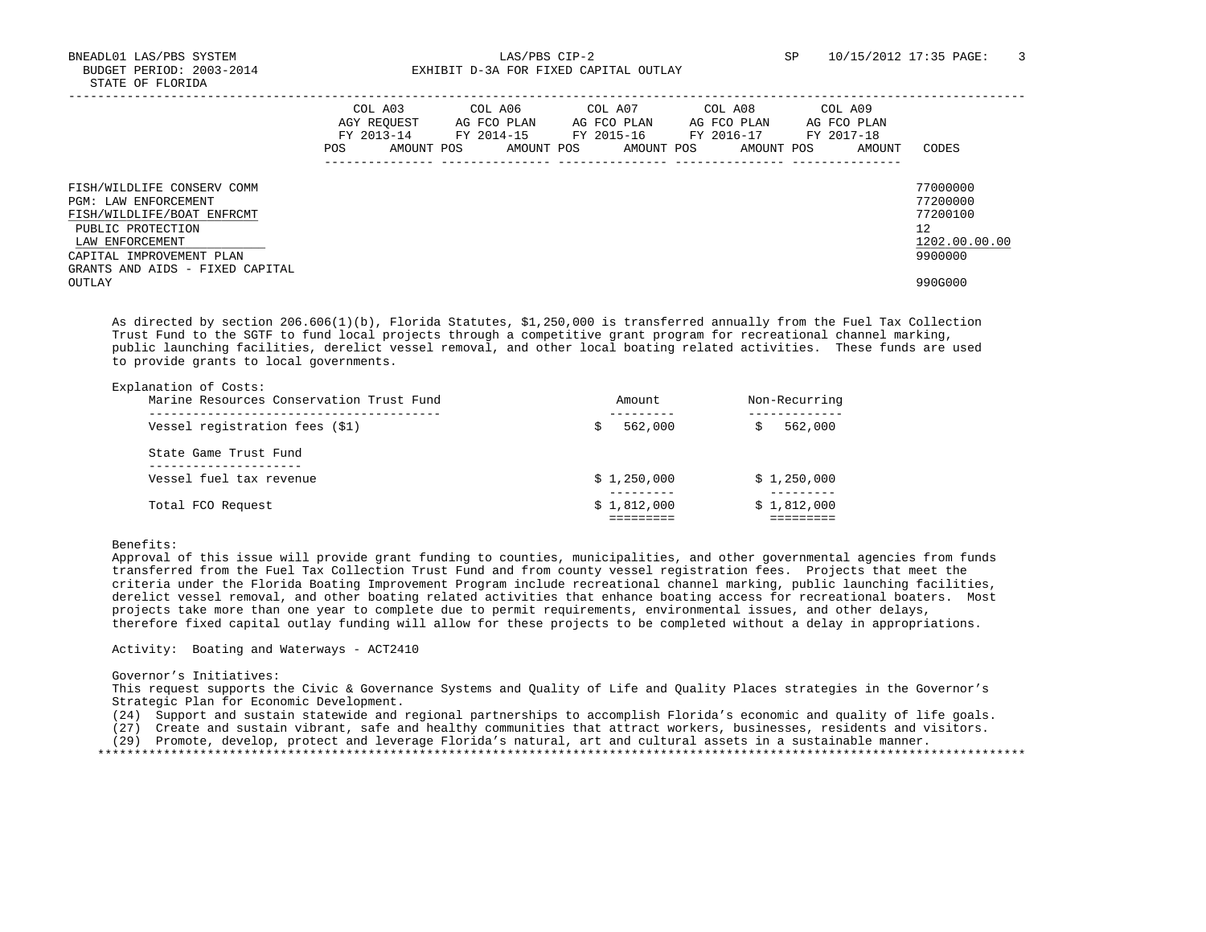BNEADL01 LAS/PBS SYSTEM  
BUDGET PERIOD: 2003-2014  
STATE OF FLORIDA

LAS/PBS CIP-2  
EXHIBIT D-3A FOR FIXED CAPITAL OUTLAY

SP 10/15/2012 17:35

| | COL A03 AGY REQUEST FY 2013-14 POS AMOUNT | COL A06 AG FCO PLAN FY 2014-15 POS AMOUNT | COL A07 AG FCO PLAN FY 2015-16 POS AMOUNT | COL A08 AG FCO PLAN FY 2016-17 POS AMOUNT | COL A09 AG FCO PLAN FY 2017-18 POS AMOUNT | CODES |
|---|---|---|---|---|---|---|
| FISH/WILDLIFE CONSERV COMM | | | | | | 77000000 |
| PGM: LAW ENFORCEMENT | | | | | | 77200000 |
| FISH/WILDLIFE/BOAT ENFRCMT | | | | | | 77200100 |
| PUBLIC PROTECTION | | | | | | 12 |
| LAW ENFORCEMENT | | | | | | 1202.00.00.00 |
| CAPITAL IMPROVEMENT PLAN | | | | | | 9900000 |
| GRANTS AND AIDS - FIXED CAPITAL OUTLAY | | | | | | 990G000 |

As directed by section 206.606(1)(b), Florida Statutes, $1,250,000 is transferred annually from the Fuel Tax Collection Trust Fund to the SGTF to fund local projects through a competitive grant program for recreational channel marking, public launching facilities, derelict vessel removal, and other local boating related activities. These funds are used to provide grants to local governments.

Explanation of Costs:

| Marine Resources Conservation Trust Fund | Amount | Non-Recurring |
|---|---|---|
| Vessel registration fees ($1) | $ 562,000 | $ 562,000 |
| **State Game Trust Fund** | | |
| Vessel fuel tax revenue | $ 1,250,000 | $ 1,250,000 |
| Total FCO Request | $ 1,812,000 | $ 1,812,000 |

Benefits:  
Approval of this issue will provide grant funding to counties, municipalities, and other governmental agencies from funds transferred from the Fuel Tax Collection Trust Fund and from county vessel registration fees. Projects that meet the criteria under the Florida Boating Improvement Program include recreational channel marking, public launching facilities, derelict vessel removal, and other boating related activities that enhance boating access for recreational boaters. Most projects take more than one year to complete due to permit requirements, environmental issues, and other delays, therefore fixed capital outlay funding will allow for these projects to be completed without a delay in appropriations.

Activity: Boating and Waterways - ACT2410

Governor's Initiatives:  
This request supports the Civic & Governance Systems and Quality of Life and Quality Places strategies in the Governor's Strategic Plan for Economic Development.

(24) Support and sustain statewide and regional partnerships to accomplish Florida's economic and quality of life goals.  
(27) Create and sustain vibrant, safe and healthy communities that attract workers, businesses, residents and visitors.  
(29) Promote, develop, protect and leverage Florida's natural, art and cultural assets in a sustainable manner.

******************************************************************************************************************************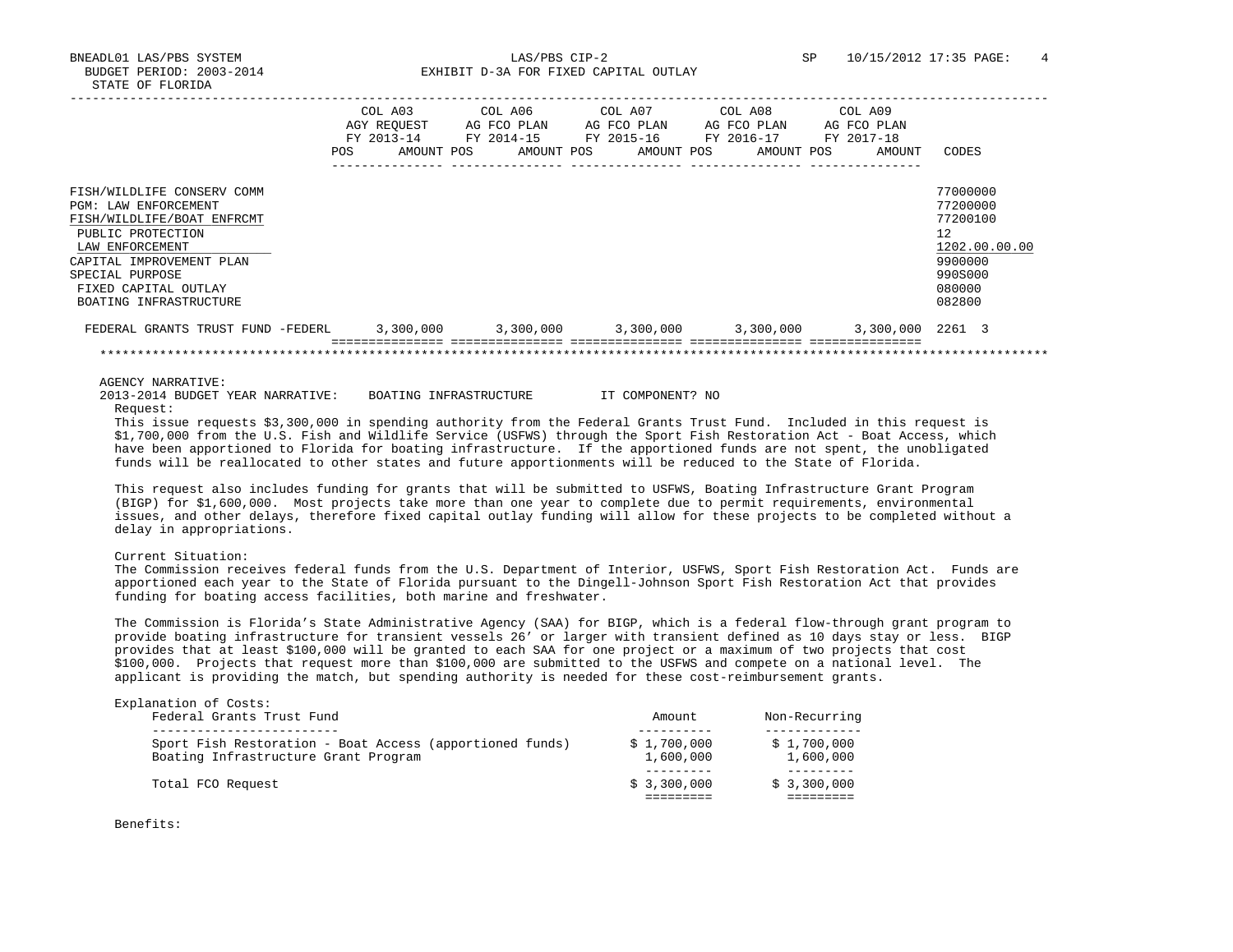BNEADL01 LAS/PBS SYSTEM LAS/PBS CIP-2 SP 10/15/2012 17:35 PAGE: 4
BUDGET PERIOD: 2003-2014 EXHIBIT D-3A FOR FIXED CAPITAL OUTLAY
STATE OF FLORIDA

| | COL A03 AGY REQUEST FY 2013-14 POS AMOUNT | COL A06 AG FCO PLAN FY 2014-15 POS AMOUNT | COL A07 AG FCO PLAN FY 2015-16 POS AMOUNT | COL A08 AG FCO PLAN FY 2016-17 POS AMOUNT | COL A09 AG FCO PLAN FY 2017-18 POS AMOUNT | CODES |
|---|---|---|---|---|---|---|
| FISH/WILDLIFE CONSERV COMM | | | | | | 77000000 |
| PGM: LAW ENFORCEMENT | | | | | | 77200000 |
| FISH/WILDLIFE/BOAT ENFRCMT | | | | | | 77200100 |
| PUBLIC PROTECTION | | | | | | 12 |
| LAW ENFORCEMENT | | | | | | 1202.00.00.00 |
| CAPITAL IMPROVEMENT PLAN | | | | | | 9900000 |
| SPECIAL PURPOSE | | | | | | 990S000 |
| FIXED CAPITAL OUTLAY | | | | | | 080000 |
| BOATING INFRASTRUCTURE | | | | | | 082800 |
| FEDERAL GRANTS TRUST FUND -FEDERL | 3,300,000 | 3,300,000 | 3,300,000 | 3,300,000 | 3,300,000 | 2261 3 |

AGENCY NARRATIVE:
2013-2014 BUDGET YEAR NARRATIVE: BOATING INFRASTRUCTURE IT COMPONENT? NO

Request:
This issue requests $3,300,000 in spending authority from the Federal Grants Trust Fund. Included in this request is $1,700,000 from the U.S. Fish and Wildlife Service (USFWS) through the Sport Fish Restoration Act - Boat Access, which have been apportioned to Florida for boating infrastructure. If the apportioned funds are not spent, the unobligated funds will be reallocated to other states and future apportionments will be reduced to the State of Florida.

This request also includes funding for grants that will be submitted to USFWS, Boating Infrastructure Grant Program (BIGP) for $1,600,000. Most projects take more than one year to complete due to permit requirements, environmental issues, and other delays, therefore fixed capital outlay funding will allow for these projects to be completed without a delay in appropriations.

Current Situation:
The Commission receives federal funds from the U.S. Department of Interior, USFWS, Sport Fish Restoration Act. Funds are apportioned each year to the State of Florida pursuant to the Dingell-Johnson Sport Fish Restoration Act that provides funding for boating access facilities, both marine and freshwater.

The Commission is Florida’s State Administrative Agency (SAA) for BIGP, which is a federal flow-through grant program to provide boating infrastructure for transient vessels 26’ or larger with transient defined as 10 days stay or less. BIGP provides that at least $100,000 will be granted to each SAA for one project or a maximum of two projects that cost $100,000. Projects that request more than $100,000 are submitted to the USFWS and compete on a national level. The applicant is providing the match, but spending authority is needed for these cost-reimbursement grants.

Explanation of Costs:

| Federal Grants Trust Fund | Amount | Non-Recurring |
|---|---|---|
| Sport Fish Restoration - Boat Access (apportioned funds) | $ 1,700,000 | $ 1,700,000 |
| Boating Infrastructure Grant Program | 1,600,000 | 1,600,000 |
| Total FCO Request | $ 3,300,000 | $ 3,300,000 |

Benefits: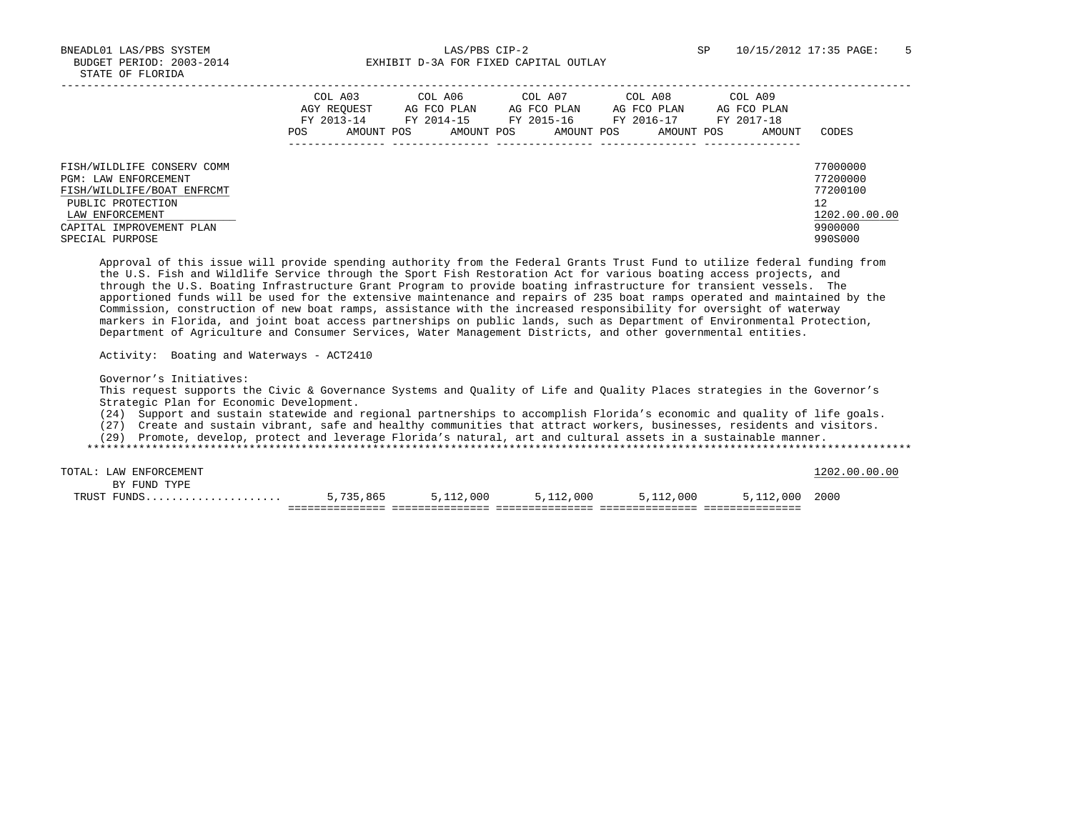BNEADL01 LAS/PBS SYSTEM — LAS/PBS CIP-2 — SP 10/15/2012 17:35
BUDGET PERIOD: 2003-2014 — EXHIBIT D-3A FOR FIXED CAPITAL OUTLAY
STATE OF FLORIDA

| | COL A03 AGY REQUEST FY 2013-14 POS AMOUNT | COL A06 AG FCO PLAN FY 2014-15 POS AMOUNT | COL A07 AG FCO PLAN FY 2015-16 POS AMOUNT | COL A08 AG FCO PLAN FY 2016-17 POS AMOUNT | COL A09 AG FCO PLAN FY 2017-18 POS AMOUNT | CODES |
|---|---|---|---|---|---|---|
| FISH/WILDLIFE CONSERV COMM | | | | | | 77000000 |
| PGM: LAW ENFORCEMENT | | | | | | 77200000 |
| FISH/WILDLIFE/BOAT ENFRCMT | | | | | | 77200100 |
| PUBLIC PROTECTION | | | | | | 12 |
| LAW ENFORCEMENT | | | | | | 1202.00.00.00 |
| CAPITAL IMPROVEMENT PLAN | | | | | | 9900000 |
| SPECIAL PURPOSE | | | | | | 990S000 |

Approval of this issue will provide spending authority from the Federal Grants Trust Fund to utilize federal funding from the U.S. Fish and Wildlife Service through the Sport Fish Restoration Act for various boating access projects, and through the U.S. Boating Infrastructure Grant Program to provide boating infrastructure for transient vessels. The apportioned funds will be used for the extensive maintenance and repairs of 235 boat ramps operated and maintained by the Commission, construction of new boat ramps, assistance with the increased responsibility for oversight of waterway markers in Florida, and joint boat access partnerships on public lands, such as Department of Environmental Protection, Department of Agriculture and Consumer Services, Water Management Districts, and other governmental entities.

Activity: Boating and Waterways - ACT2410

Governor's Initiatives:
This request supports the Civic & Governance Systems and Quality of Life and Quality Places strategies in the Governor's Strategic Plan for Economic Development.
(24) Support and sustain statewide and regional partnerships to accomplish Florida's economic and quality of life goals.
(27) Create and sustain vibrant, safe and healthy communities that attract workers, businesses, residents and visitors.
(29) Promote, develop, protect and leverage Florida's natural, art and cultural assets in a sustainable manner.

***************************************************************************************************************************

| | COL A03 | COL A06 | COL A07 | COL A08 | COL A09 | CODES |
|---|---|---|---|---|---|---|
| TOTAL: LAW ENFORCEMENT | | | | | | 1202.00.00.00 |
| BY FUND TYPE | | | | | | |
| TRUST FUNDS.................... | 5,735,865 | 5,112,000 | 5,112,000 | 5,112,000 | 5,112,000 | 2000 |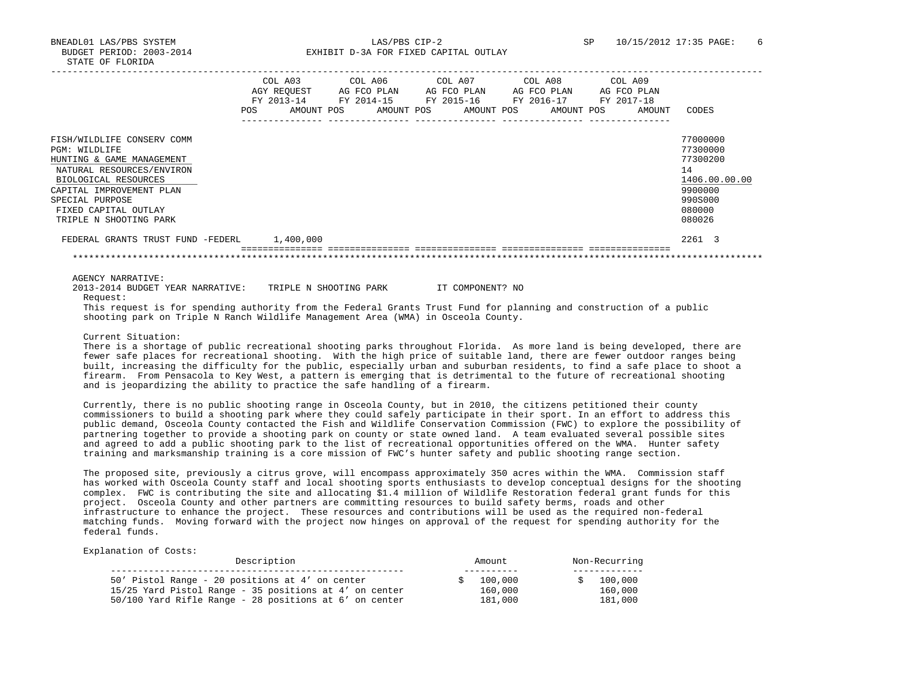BNEADL01 LAS/PBS SYSTEM
BUDGET PERIOD: 2003-2014
STATE OF FLORIDA

LAS/PBS CIP-2
EXHIBIT D-3A FOR FIXED CAPITAL OUTLAY

SP 10/15/2012 17:35

| | COL A03 AGY REQUEST FY 2013-14 POS AMOUNT | COL A06 AG FCO PLAN FY 2014-15 POS AMOUNT | COL A07 AG FCO PLAN FY 2015-16 POS AMOUNT | COL A08 AG FCO PLAN FY 2016-17 POS AMOUNT | COL A09 AG FCO PLAN FY 2017-18 POS AMOUNT | CODES |
|---|---|---|---|---|---|---|
| FISH/WILDLIFE CONSERV COMM | | | | | | 77000000 |
| PGM: WILDLIFE | | | | | | 77300000 |
| HUNTING & GAME MANAGEMENT | | | | | | 77300200 |
| NATURAL RESOURCES/ENVIRON | | | | | | 14 |
| BIOLOGICAL RESOURCES | | | | | | 1406.00.00.00 |
| CAPITAL IMPROVEMENT PLAN | | | | | | 9900000 |
| SPECIAL PURPOSE | | | | | | 990S000 |
| FIXED CAPITAL OUTLAY | | | | | | 080000 |
| TRIPLE N SHOOTING PARK | | | | | | 080026 |
| FEDERAL GRANTS TRUST FUND -FEDERL | 1,400,000 | | | | | 2261 3 |

AGENCY NARRATIVE:

2013-2014 BUDGET YEAR NARRATIVE: TRIPLE N SHOOTING PARK IT COMPONENT? NO

Request:

This request is for spending authority from the Federal Grants Trust Fund for planning and construction of a public shooting park on Triple N Ranch Wildlife Management Area (WMA) in Osceola County.

Current Situation:

There is a shortage of public recreational shooting parks throughout Florida. As more land is being developed, there are fewer safe places for recreational shooting. With the high price of suitable land, there are fewer outdoor ranges being built, increasing the difficulty for the public, especially urban and suburban residents, to find a safe place to shoot a firearm. From Pensacola to Key West, a pattern is emerging that is detrimental to the future of recreational shooting and is jeopardizing the ability to practice the safe handling of a firearm.

Currently, there is no public shooting range in Osceola County, but in 2010, the citizens petitioned their county commissioners to build a shooting park where they could safely participate in their sport. In an effort to address this public demand, Osceola County contacted the Fish and Wildlife Conservation Commission (FWC) to explore the possibility of partnering together to provide a shooting park on county or state owned land. A team evaluated several possible sites and agreed to add a public shooting park to the list of recreational opportunities offered on the WMA. Hunter safety training and marksmanship training is a core mission of FWC's hunter safety and public shooting range section.

The proposed site, previously a citrus grove, will encompass approximately 350 acres within the WMA. Commission staff has worked with Osceola County staff and local shooting sports enthusiasts to develop conceptual designs for the shooting complex. FWC is contributing the site and allocating $1.4 million of Wildlife Restoration federal grant funds for this project. Osceola County and other partners are committing resources to build safety berms, roads and other infrastructure to enhance the project. These resources and contributions will be used as the required non-federal matching funds. Moving forward with the project now hinges on approval of the request for spending authority for the federal funds.

Explanation of Costs:

| Description | Amount | Non-Recurring |
|---|---|---|
| 50' Pistol Range - 20 positions at 4' on center | $ 100,000 | $ 100,000 |
| 15/25 Yard Pistol Range - 35 positions at 4' on center | 160,000 | 160,000 |
| 50/100 Yard Rifle Range - 28 positions at 6' on center | 181,000 | 181,000 |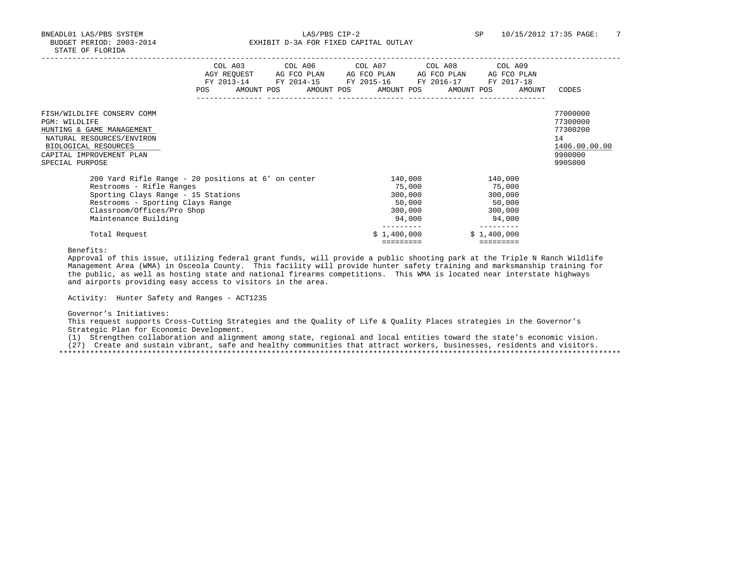| | COL A03 AGY REQUEST FY 2013-14 | | COL A06 AG FCO PLAN FY 2014-15 | | COL A07 AG FCO PLAN FY 2015-16 | | COL A08 AG FCO PLAN FY 2016-17 | | COL A09 AG FCO PLAN FY 2017-18 | | |
|---|---|---|---|---|---|---|---|---|---|---|---|
| | POS | AMOUNT | POS | AMOUNT | POS | AMOUNT | POS | AMOUNT | POS | AMOUNT | CODES |
| FISH/WILDLIFE CONSERV COMM | | | | | | | | | | | 77000000 |
| PGM: WILDLIFE | | | | | | | | | | | 77300000 |
| HUNTING & GAME MANAGEMENT | | | | | | | | | | | 77300200 |
| NATURAL RESOURCES/ENVIRON | | | | | | | | | | | 14 |
| BIOLOGICAL RESOURCES | | | | | | | | | | | 1406.00.00.00 |
| CAPITAL IMPROVEMENT PLAN | | | | | | | | | | | 9900000 |
| SPECIAL PURPOSE | | | | | | | | | | | 990S000 |

| | | |
|---|---|---|
| 200 Yard Rifle Range - 20 positions at 6’ on center | 140,000 | 140,000 |
| Restrooms - Rifle Ranges | 75,000 | 75,000 |
| Sporting Clays Range - 15 Stations | 300,000 | 300,000 |
| Restrooms - Sporting Clays Range | 50,000 | 50,000 |
| Classroom/Offices/Pro Shop | 300,000 | 300,000 |
| Maintenance Building | 94,000 | 94,000 |
| Total Request | $ 1,400,000 | $ 1,400,000 |

Benefits:
Approval of this issue, utilizing federal grant funds, will provide a public shooting park at the Triple N Ranch Wildlife Management Area (WMA) in Osceola County. This facility will provide hunter safety training and marksmanship training for the public, as well as hosting state and national firearms competitions. This WMA is located near interstate highways and airports providing easy access to visitors in the area.

Activity: Hunter Safety and Ranges - ACT1235

Governor’s Initiatives:
This request supports Cross-Cutting Strategies and the Quality of Life & Quality Places strategies in the Governor’s Strategic Plan for Economic Development.
(1) Strengthen collaboration and alignment among state, regional and local entities toward the state’s economic vision.
(27) Create and sustain vibrant, safe and healthy communities that attract workers, businesses, residents and visitors.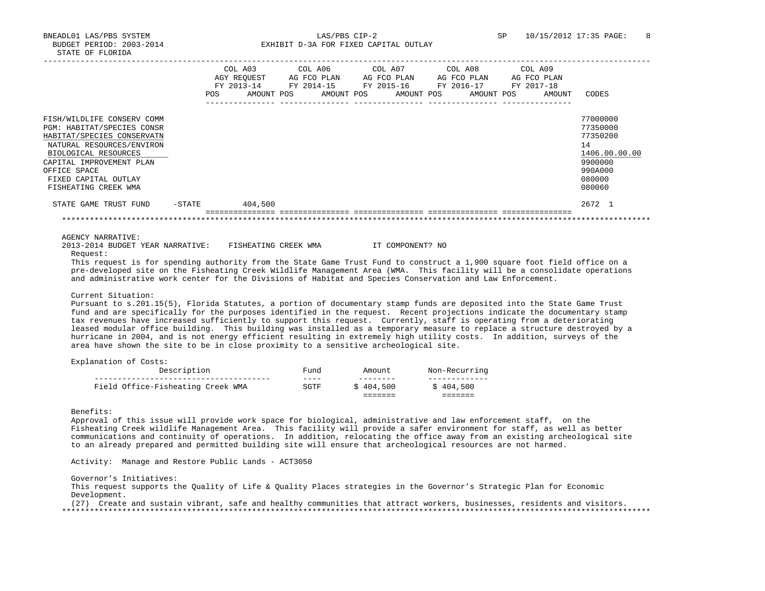BNEADL01 LAS/PBS SYSTEM LAS/PBS CIP-2 SP 10/15/2012 17:35
BUDGET PERIOD: 2003-2014 EXHIBIT D-3A FOR FIXED CAPITAL OUTLAY
STATE OF FLORIDA

| | COL A03 AGY REQUEST FY 2013-14 POS AMOUNT | COL A06 AG FCO PLAN FY 2014-15 POS AMOUNT | COL A07 AG FCO PLAN FY 2015-16 POS AMOUNT | COL A08 AG FCO PLAN FY 2016-17 POS AMOUNT | COL A09 AG FCO PLAN FY 2017-18 POS AMOUNT | CODES |
|---|---|---|---|---|---|---|
| FISH/WILDLIFE CONSERV COMM | | | | | | 77000000 |
| PGM: HABITAT/SPECIES CONSR | | | | | | 77350000 |
| HABITAT/SPECIES CONSERVATN | | | | | | 77350200 |
| NATURAL RESOURCES/ENVIRON | | | | | | 14 |
| BIOLOGICAL RESOURCES | | | | | | 1406.00.00.00 |
| CAPITAL IMPROVEMENT PLAN | | | | | | 9900000 |
| OFFICE SPACE | | | | | | 990A000 |
| FIXED CAPITAL OUTLAY | | | | | | 080000 |
| FISHEATING CREEK WMA | | | | | | 080060 |
| STATE GAME TRUST FUND -STATE | 404,500 | | | | | 2672 1 |

AGENCY NARRATIVE:
2013-2014 BUDGET YEAR NARRATIVE: FISHEATING CREEK WMA IT COMPONENT? NO

Request:
This request is for spending authority from the State Game Trust Fund to construct a 1,900 square foot field office on a pre-developed site on the Fisheating Creek Wildlife Management Area (WMA. This facility will be a consolidate operations and administrative work center for the Divisions of Habitat and Species Conservation and Law Enforcement.

Current Situation:
Pursuant to s.201.15(5), Florida Statutes, a portion of documentary stamp funds are deposited into the State Game Trust fund and are specifically for the purposes identified in the request. Recent projections indicate the documentary stamp tax revenues have increased sufficiently to support this request. Currently, staff is operating from a deteriorating leased modular office building. This building was installed as a temporary measure to replace a structure destroyed by a hurricane in 2004, and is not energy efficient resulting in extremely high utility costs. In addition, surveys of the area have shown the site to be in close proximity to a sensitive archeological site.

Explanation of Costs:

| Description | Fund | Amount | Non-Recurring |
|---|---|---|---|
| Field Office-Fisheating Creek WMA | SGTF | $ 404,500 | $ 404,500 |

Benefits:
Approval of this issue will provide work space for biological, administrative and law enforcement staff, on the Fisheating Creek wildlife Management Area. This facility will provide a safer environment for staff, as well as better communications and continuity of operations. In addition, relocating the office away from an existing archeological site to an already prepared and permitted building site will ensure that archeological resources are not harmed.

Activity: Manage and Restore Public Lands - ACT3050

Governor's Initiatives:
This request supports the Quality of Life & Quality Places strategies in the Governor's Strategic Plan for Economic Development.
(27) Create and sustain vibrant, safe and healthy communities that attract workers, businesses, residents and visitors.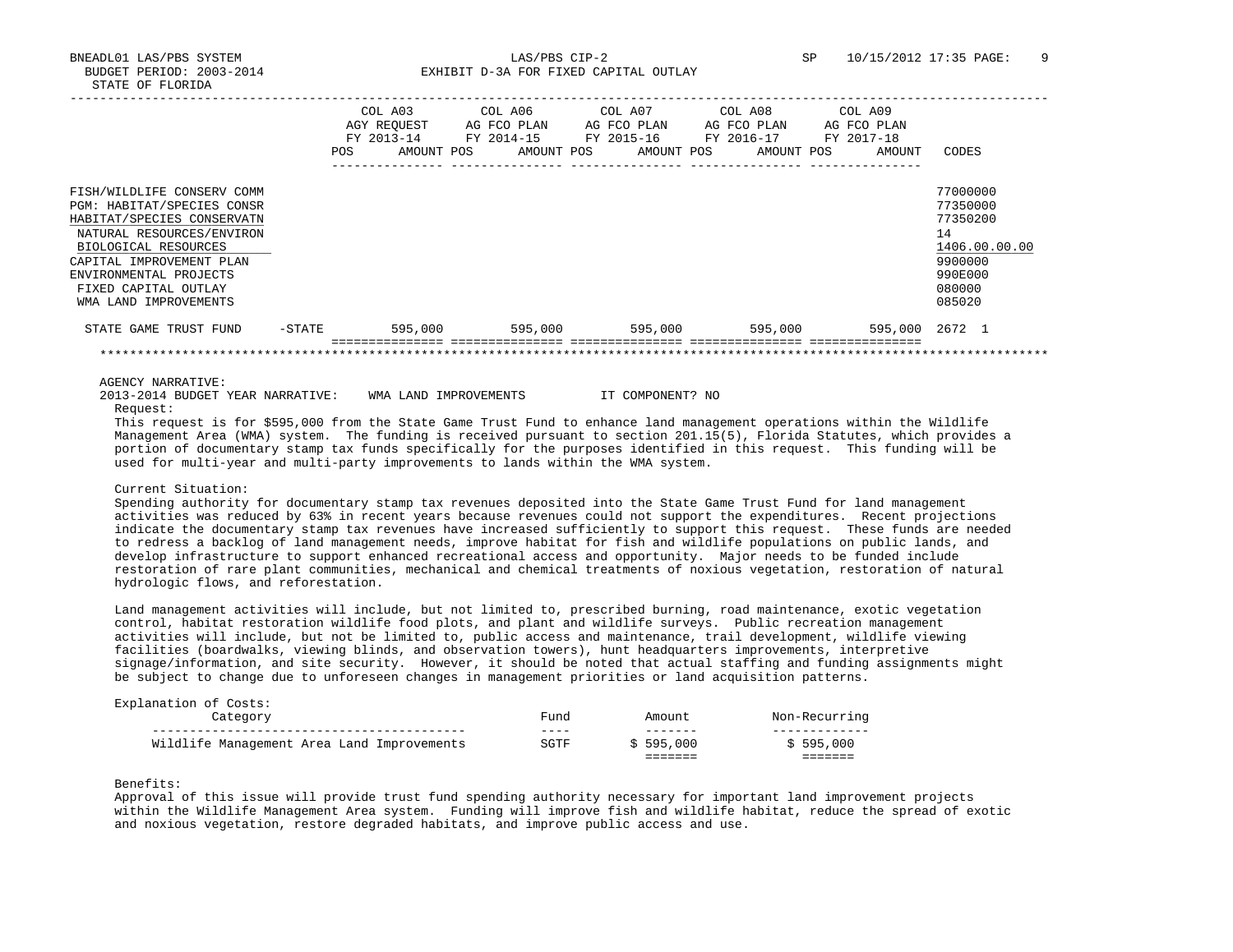BNEADL01 LAS/PBS SYSTEM — LAS/PBS CIP-2 — SP 10/15/2012 17:35

BUDGET PERIOD: 2003-2014 — EXHIBIT D-3A FOR FIXED CAPITAL OUTLAY

STATE OF FLORIDA

| | COL A03 AGY REQUEST FY 2013-14 POS AMOUNT | COL A06 AG FCO PLAN FY 2014-15 POS AMOUNT | COL A07 AG FCO PLAN FY 2015-16 POS AMOUNT | COL A08 AG FCO PLAN FY 2016-17 POS AMOUNT | COL A09 AG FCO PLAN FY 2017-18 POS AMOUNT | CODES |
|---|---|---|---|---|---|---|
| FISH/WILDLIFE CONSERV COMM | | | | | | 77000000 |
| PGM: HABITAT/SPECIES CONSR | | | | | | 77350000 |
| HABITAT/SPECIES CONSERVATN | | | | | | 77350200 |
| NATURAL RESOURCES/ENVIRON | | | | | | 14 |
| BIOLOGICAL RESOURCES | | | | | | 1406.00.00.00 |
| CAPITAL IMPROVEMENT PLAN | | | | | | 9900000 |
| ENVIRONMENTAL PROJECTS | | | | | | 990E000 |
| FIXED CAPITAL OUTLAY | | | | | | 080000 |
| WMA LAND IMPROVEMENTS | | | | | | 085020 |
| STATE GAME TRUST FUND -STATE | 595,000 | 595,000 | 595,000 | 595,000 | 595,000 | 2672 1 |

AGENCY NARRATIVE:

2013-2014 BUDGET YEAR NARRATIVE: WMA LAND IMPROVEMENTS IT COMPONENT? NO

Request:

This request is for $595,000 from the State Game Trust Fund to enhance land management operations within the Wildlife Management Area (WMA) system. The funding is received pursuant to section 201.15(5), Florida Statutes, which provides a portion of documentary stamp tax funds specifically for the purposes identified in this request. This funding will be used for multi-year and multi-party improvements to lands within the WMA system.

Current Situation:

Spending authority for documentary stamp tax revenues deposited into the State Game Trust Fund for land management activities was reduced by 63% in recent years because revenues could not support the expenditures. Recent projections indicate the documentary stamp tax revenues have increased sufficiently to support this request. These funds are needed to redress a backlog of land management needs, improve habitat for fish and wildlife populations on public lands, and develop infrastructure to support enhanced recreational access and opportunity. Major needs to be funded include restoration of rare plant communities, mechanical and chemical treatments of noxious vegetation, restoration of natural hydrologic flows, and reforestation.

Land management activities will include, but not limited to, prescribed burning, road maintenance, exotic vegetation control, habitat restoration wildlife food plots, and plant and wildlife surveys. Public recreation management activities will include, but not be limited to, public access and maintenance, trail development, wildlife viewing facilities (boardwalks, viewing blinds, and observation towers), hunt headquarters improvements, interpretive signage/information, and site security. However, it should be noted that actual staffing and funding assignments might be subject to change due to unforeseen changes in management priorities or land acquisition patterns.

Explanation of Costs:

| Category | Fund | Amount | Non-Recurring |
|---|---|---|---|
| Wildlife Management Area Land Improvements | SGTF | $ 595,000 | $ 595,000 |

Benefits:

Approval of this issue will provide trust fund spending authority necessary for important land improvement projects within the Wildlife Management Area system. Funding will improve fish and wildlife habitat, reduce the spread of exotic and noxious vegetation, restore degraded habitats, and improve public access and use.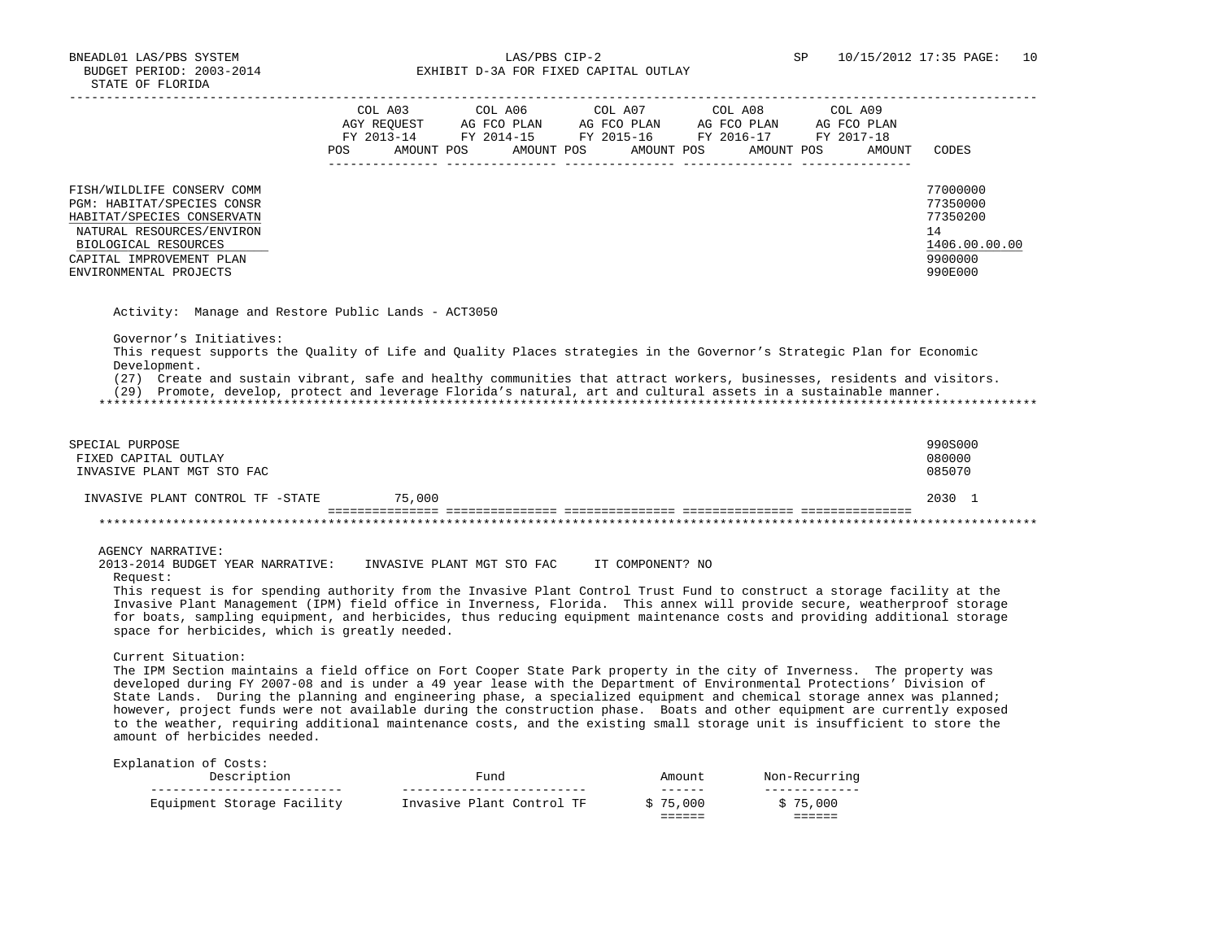BNEADL01 LAS/PBS SYSTEM
BUDGET PERIOD: 2003-2014
STATE OF FLORIDA

LAS/PBS CIP-2
EXHIBIT D-3A FOR FIXED CAPITAL OUTLAY

SP 10/15/2012 17:35

| | COL A03 AGY REQUEST FY 2013-14 POS AMOUNT | COL A06 AG FCO PLAN FY 2014-15 POS AMOUNT | COL A07 AG FCO PLAN FY 2015-16 POS AMOUNT | COL A08 AG FCO PLAN FY 2016-17 POS AMOUNT | COL A09 AG FCO PLAN FY 2017-18 POS AMOUNT | CODES |
|---|---|---|---|---|---|---|
| FISH/WILDLIFE CONSERV COMM | | | | | | 77000000 |
| PGM: HABITAT/SPECIES CONSR | | | | | | 77350000 |
| HABITAT/SPECIES CONSERVATN | | | | | | 77350200 |
| NATURAL RESOURCES/ENVIRON | | | | | | 14 |
| BIOLOGICAL RESOURCES | | | | | | 1406.00.00.00 |
| CAPITAL IMPROVEMENT PLAN | | | | | | 9900000 |
| ENVIRONMENTAL PROJECTS | | | | | | 990E000 |

Activity: Manage and Restore Public Lands - ACT3050

Governor's Initiatives:
This request supports the Quality of Life and Quality Places strategies in the Governor's Strategic Plan for Economic Development.
(27) Create and sustain vibrant, safe and healthy communities that attract workers, businesses, residents and visitors.
(29) Promote, develop, protect and leverage Florida's natural, art and cultural assets in a sustainable manner.

| | COL A03 | COL A06 | COL A07 | COL A08 | COL A09 | CODES |
|---|---|---|---|---|---|---|
| SPECIAL PURPOSE | | | | | | 990S000 |
| FIXED CAPITAL OUTLAY | | | | | | 080000 |
| INVASIVE PLANT MGT STO FAC | | | | | | 085070 |
| INVASIVE PLANT CONTROL TF -STATE | 75,000 | | | | | 2030 1 |

AGENCY NARRATIVE:
2013-2014 BUDGET YEAR NARRATIVE: INVASIVE PLANT MGT STO FAC IT COMPONENT? NO

Request:
This request is for spending authority from the Invasive Plant Control Trust Fund to construct a storage facility at the Invasive Plant Management (IPM) field office in Inverness, Florida. This annex will provide secure, weatherproof storage for boats, sampling equipment, and herbicides, thus reducing equipment maintenance costs and providing additional storage space for herbicides, which is greatly needed.

Current Situation:
The IPM Section maintains a field office on Fort Cooper State Park property in the city of Inverness. The property was developed during FY 2007-08 and is under a 49 year lease with the Department of Environmental Protections' Division of State Lands. During the planning and engineering phase, a specialized equipment and chemical storage annex was planned; however, project funds were not available during the construction phase. Boats and other equipment are currently exposed to the weather, requiring additional maintenance costs, and the existing small storage unit is insufficient to store the amount of herbicides needed.

Explanation of Costs:

| Description | Fund | Amount | Non-Recurring |
|---|---|---|---|
| Equipment Storage Facility | Invasive Plant Control TF | $ 75,000 | $ 75,000 |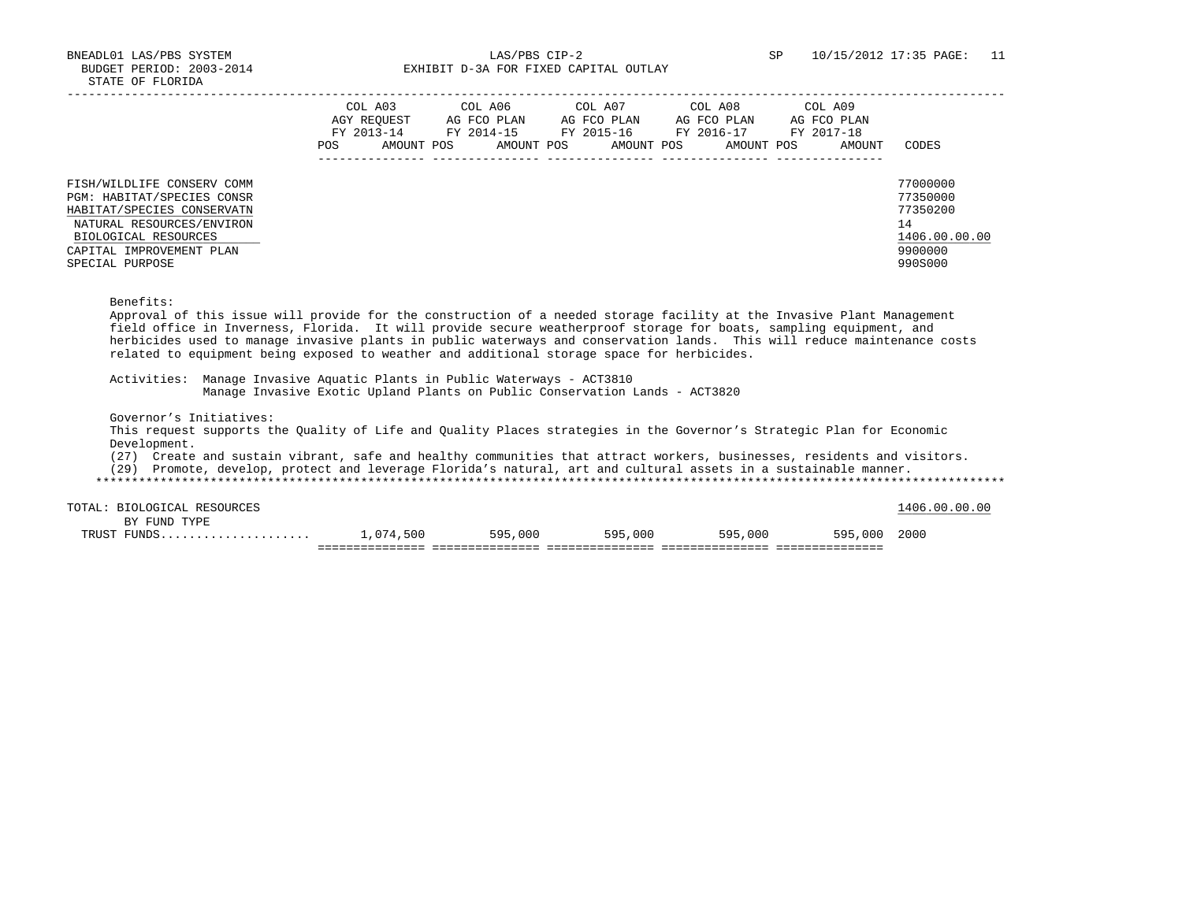BNEADL01 LAS/PBS SYSTEM | LAS/PBS CIP-2 | SP 10/15/2012 17:35
BUDGET PERIOD: 2003-2014
STATE OF FLORIDA

EXHIBIT D-3A FOR FIXED CAPITAL OUTLAY

| | COL A03 AGY REQUEST FY 2013-14 | COL A06 AG FCO PLAN FY 2014-15 | COL A07 AG FCO PLAN FY 2015-16 | COL A08 AG FCO PLAN FY 2016-17 | COL A09 AG FCO PLAN FY 2017-18 | |
|---|---|---|---|---|---|---|
| | POS AMOUNT | POS AMOUNT | POS AMOUNT | POS AMOUNT | POS AMOUNT | CODES |
| FISH/WILDLIFE CONSERV COMM | | | | | | 77000000 |
| PGM: HABITAT/SPECIES CONSR | | | | | | 77350000 |
| HABITAT/SPECIES CONSERVATN | | | | | | 77350200 |
| NATURAL RESOURCES/ENVIRON | | | | | | 14 |
| BIOLOGICAL RESOURCES | | | | | | 1406.00.00.00 |
| CAPITAL IMPROVEMENT PLAN | | | | | | 9900000 |
| SPECIAL PURPOSE | | | | | | 990S000 |

Benefits:
Approval of this issue will provide for the construction of a needed storage facility at the Invasive Plant Management field office in Inverness, Florida. It will provide secure weatherproof storage for boats, sampling equipment, and herbicides used to manage invasive plants in public waterways and conservation lands. This will reduce maintenance costs related to equipment being exposed to weather and additional storage space for herbicides.

Activities: Manage Invasive Aquatic Plants in Public Waterways - ACT3810
Manage Invasive Exotic Upland Plants on Public Conservation Lands - ACT3820

Governor's Initiatives:
This request supports the Quality of Life and Quality Places strategies in the Governor's Strategic Plan for Economic Development.
(27) Create and sustain vibrant, safe and healthy communities that attract workers, businesses, residents and visitors.
(29) Promote, develop, protect and leverage Florida's natural, art and cultural assets in a sustainable manner.

| | COL A03 | COL A06 | COL A07 | COL A08 | COL A09 | CODES |
|---|---|---|---|---|---|---|
| TOTAL: BIOLOGICAL RESOURCES | | | | | | 1406.00.00.00 |
| BY FUND TYPE | | | | | | |
| TRUST FUNDS | 1,074,500 | 595,000 | 595,000 | 595,000 | 595,000 | 2000 |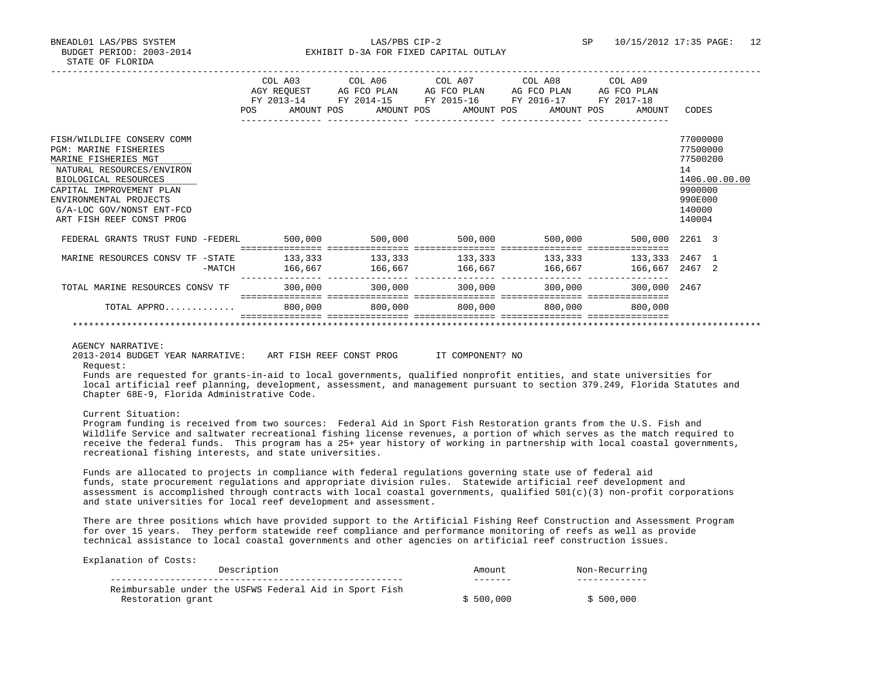BNEADL01 LAS/PBS SYSTEM — LAS/PBS CIP-2 — EXHIBIT D-3A FOR FIXED CAPITAL OUTLAY

BUDGET PERIOD: 2003-2014

STATE OF FLORIDA

| | COL A03 AGY REQUEST FY 2013-14 POS AMOUNT | COL A06 AG FCO PLAN FY 2014-15 POS AMOUNT | COL A07 AG FCO PLAN FY 2015-16 POS AMOUNT | COL A08 AG FCO PLAN FY 2016-17 POS AMOUNT | COL A09 AG FCO PLAN FY 2017-18 POS AMOUNT | CODES |
|---|---|---|---|---|---|---|
| FISH/WILDLIFE CONSERV COMM | | | | | | 77000000 |
| PGM: MARINE FISHERIES | | | | | | 77500000 |
| MARINE FISHERIES MGT | | | | | | 77500200 |
| NATURAL RESOURCES/ENVIRON | | | | | | 14 |
| BIOLOGICAL RESOURCES | | | | | | 1406.00.00.00 |
| CAPITAL IMPROVEMENT PLAN | | | | | | 9900000 |
| ENVIRONMENTAL PROJECTS | | | | | | 990E000 |
| G/A-LOC GOV/NONST ENT-FCO | | | | | | 140000 |
| ART FISH REEF CONST PROG | | | | | | 140004 |
| FEDERAL GRANTS TRUST FUND -FEDERL | 500,000 | 500,000 | 500,000 | 500,000 | 500,000 | 2261 3 |
| MARINE RESOURCES CONSV TF -STATE | 133,333 | 133,333 | 133,333 | 133,333 | 133,333 | 2467 1 |
| -MATCH | 166,667 | 166,667 | 166,667 | 166,667 | 166,667 | 2467 2 |
| TOTAL MARINE RESOURCES CONSV TF | 300,000 | 300,000 | 300,000 | 300,000 | 300,000 | 2467 |
| TOTAL APPRO............. | 800,000 | 800,000 | 800,000 | 800,000 | 800,000 | |

AGENCY NARRATIVE:

2013-2014 BUDGET YEAR NARRATIVE: ART FISH REEF CONST PROG IT COMPONENT? NO

Request:

Funds are requested for grants-in-aid to local governments, qualified nonprofit entities, and state universities for local artificial reef planning, development, assessment, and management pursuant to section 379.249, Florida Statutes and Chapter 68E-9, Florida Administrative Code.

Current Situation:

Program funding is received from two sources: Federal Aid in Sport Fish Restoration grants from the U.S. Fish and Wildlife Service and saltwater recreational fishing license revenues, a portion of which serves as the match required to receive the federal funds. This program has a 25+ year history of working in partnership with local coastal governments, recreational fishing interests, and state universities.

Funds are allocated to projects in compliance with federal regulations governing state use of federal aid funds, state procurement regulations and appropriate division rules. Statewide artificial reef development and assessment is accomplished through contracts with local coastal governments, qualified 501(c)(3) non-profit corporations and state universities for local reef development and assessment.

There are three positions which have provided support to the Artificial Fishing Reef Construction and Assessment Program for over 15 years. They perform statewide reef compliance and performance monitoring of reefs as well as provide technical assistance to local coastal governments and other agencies on artificial reef construction issues.

Explanation of Costs:

| Description | Amount | Non-Recurring |
|---|---|---|
| Reimbursable under the USFWS Federal Aid in Sport Fish Restoration grant | $ 500,000 | $ 500,000 |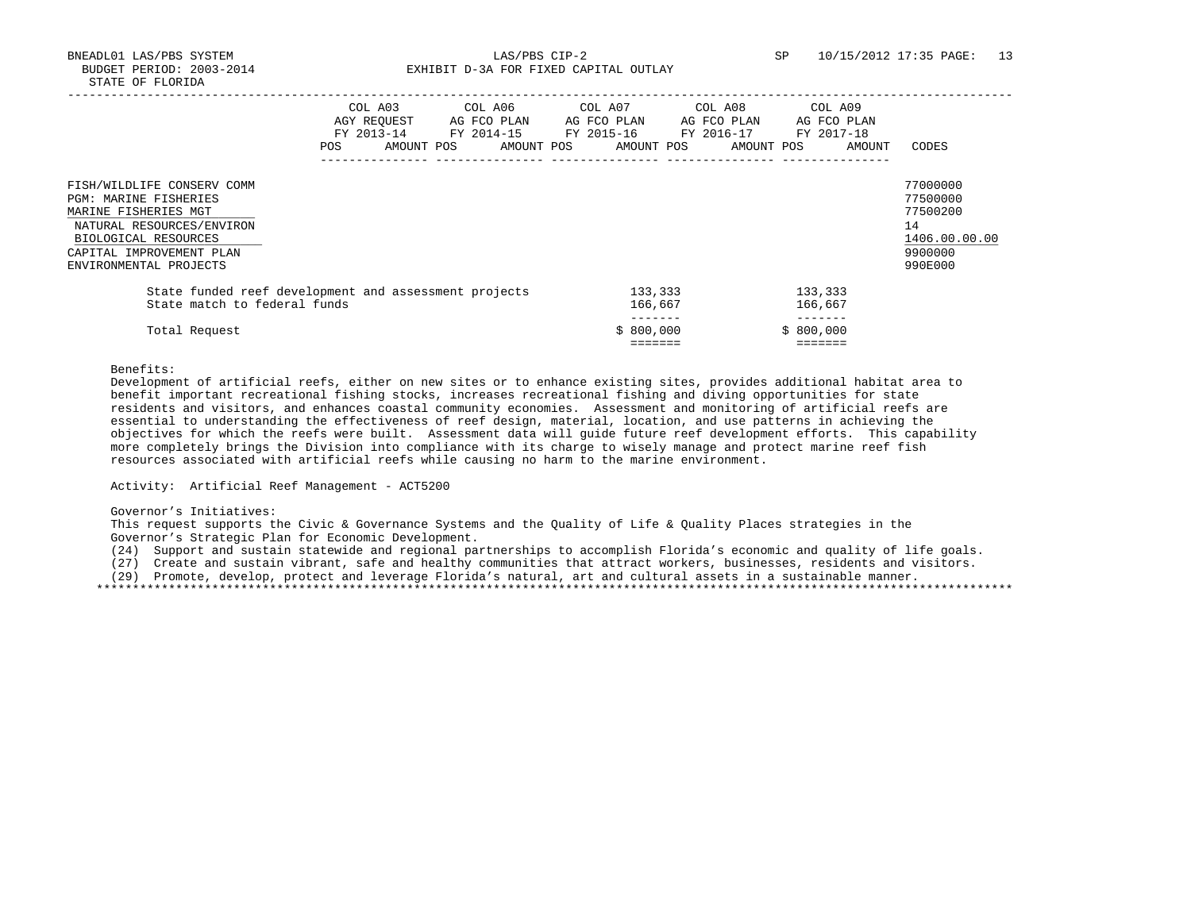STATE OF FLORIDA

| | COL A03 AGY REQUEST FY 2013-14 | | COL A06 AG FCO PLAN FY 2014-15 | | COL A07 AG FCO PLAN FY 2015-16 | | COL A08 AG FCO PLAN FY 2016-17 | | COL A09 AG FCO PLAN FY 2017-18 | | |
|---|---|---|---|---|---|---|---|---|---|---|---|
| | POS | AMOUNT | POS | AMOUNT | POS | AMOUNT | POS | AMOUNT | POS | AMOUNT | CODES |
| FISH/WILDLIFE CONSERV COMM | | | | | | | | | | | 77000000 |
| PGM: MARINE FISHERIES | | | | | | | | | | | 77500000 |
| MARINE FISHERIES MGT | | | | | | | | | | | 77500200 |
| NATURAL RESOURCES/ENVIRON | | | | | | | | | | | 14 |
| BIOLOGICAL RESOURCES | | | | | | | | | | | 1406.00.00.00 |
| CAPITAL IMPROVEMENT PLAN | | | | | | | | | | | 9900000 |
| ENVIRONMENTAL PROJECTS | | | | | | | | | | | 990E000 |

| | | |
|---|---|---|
| State funded reef development and assessment projects | 133,333 | 133,333 |
| State match to federal funds | 166,667 | 166,667 |
| Total Request | $ 800,000 | $ 800,000 |

Benefits:
Development of artificial reefs, either on new sites or to enhance existing sites, provides additional habitat area to benefit important recreational fishing stocks, increases recreational fishing and diving opportunities for state residents and visitors, and enhances coastal community economies. Assessment and monitoring of artificial reefs are essential to understanding the effectiveness of reef design, material, location, and use patterns in achieving the objectives for which the reefs were built. Assessment data will guide future reef development efforts. This capability more completely brings the Division into compliance with its charge to wisely manage and protect marine reef fish resources associated with artificial reefs while causing no harm to the marine environment.

Activity: Artificial Reef Management - ACT5200

Governor's Initiatives:
This request supports the Civic & Governance Systems and the Quality of Life & Quality Places strategies in the Governor's Strategic Plan for Economic Development.

(24) Support and sustain statewide and regional partnerships to accomplish Florida's economic and quality of life goals.
(27) Create and sustain vibrant, safe and healthy communities that attract workers, businesses, residents and visitors.
(29) Promote, develop, protect and leverage Florida's natural, art and cultural assets in a sustainable manner.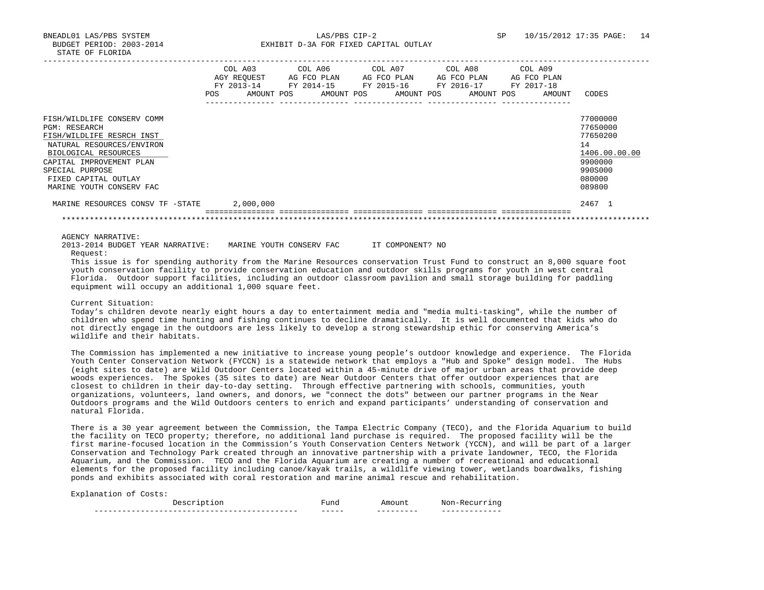BNEADL01 LAS/PBS SYSTEM — LAS/PBS CIP-2 — SP 10/15/2012 17:35

BUDGET PERIOD: 2003-2014 — EXHIBIT D-3A FOR FIXED CAPITAL OUTLAY

STATE OF FLORIDA

| | COL A03 AGY REQUEST FY 2013-14 | | COL A06 AG FCO PLAN FY 2014-15 | | COL A07 AG FCO PLAN FY 2015-16 | | COL A08 AG FCO PLAN FY 2016-17 | | COL A09 AG FCO PLAN FY 2017-18 | | |
|---|---|---|---|---|---|---|---|---|---|---|---|
| | POS | AMOUNT | POS | AMOUNT | POS | AMOUNT | POS | AMOUNT | POS | AMOUNT | CODES |
| FISH/WILDLIFE CONSERV COMM | | | | | | | | | | | 77000000 |
| PGM: RESEARCH | | | | | | | | | | | 77650000 |
| FISH/WILDLIFE RESRCH INST | | | | | | | | | | | 77650200 |
| NATURAL RESOURCES/ENVIRON | | | | | | | | | | | 14 |
| BIOLOGICAL RESOURCES | | | | | | | | | | | 1406.00.00.00 |
| CAPITAL IMPROVEMENT PLAN | | | | | | | | | | | 9900000 |
| SPECIAL PURPOSE | | | | | | | | | | | 990S000 |
| FIXED CAPITAL OUTLAY | | | | | | | | | | | 080000 |
| MARINE YOUTH CONSERV FAC | | | | | | | | | | | 089800 |
| MARINE RESOURCES CONSV TF -STATE | | 2,000,000 | | | | | | | | | 2467 1 |

AGENCY NARRATIVE:

2013-2014 BUDGET YEAR NARRATIVE: MARINE YOUTH CONSERV FAC IT COMPONENT? NO

Request:

This issue is for spending authority from the Marine Resources conservation Trust Fund to construct an 8,000 square foot youth conservation facility to provide conservation education and outdoor skills programs for youth in west central Florida. Outdoor support facilities, including an outdoor classroom pavilion and small storage building for paddling equipment will occupy an additional 1,000 square feet.

Current Situation:

Today's children devote nearly eight hours a day to entertainment media and "media multi-tasking", while the number of children who spend time hunting and fishing continues to decline dramatically. It is well documented that kids who do not directly engage in the outdoors are less likely to develop a strong stewardship ethic for conserving America's wildlife and their habitats.

The Commission has implemented a new initiative to increase young people's outdoor knowledge and experience. The Florida Youth Center Conservation Network (FYCCN) is a statewide network that employs a "Hub and Spoke" design model. The Hubs (eight sites to date) are Wild Outdoor Centers located within a 45-minute drive of major urban areas that provide deep woods experiences. The Spokes (35 sites to date) are Near Outdoor Centers that offer outdoor experiences that are closest to children in their day-to-day setting. Through effective partnering with schools, communities, youth organizations, volunteers, land owners, and donors, we "connect the dots" between our partner programs in the Near Outdoors programs and the Wild Outdoors centers to enrich and expand participants' understanding of conservation and natural Florida.

There is a 30 year agreement between the Commission, the Tampa Electric Company (TECO), and the Florida Aquarium to build the facility on TECO property; therefore, no additional land purchase is required. The proposed facility will be the first marine-focused location in the Commission's Youth Conservation Centers Network (YCCN), and will be part of a larger Conservation and Technology Park created through an innovative partnership with a private landowner, TECO, the Florida Aquarium, and the Commission. TECO and the Florida Aquarium are creating a number of recreational and educational elements for the proposed facility including canoe/kayak trails, a wildlife viewing tower, wetlands boardwalks, fishing ponds and exhibits associated with coral restoration and marine animal rescue and rehabilitation.

Explanation of Costs:

| Description | Fund | Amount | Non-Recurring |
|---|---|---|---|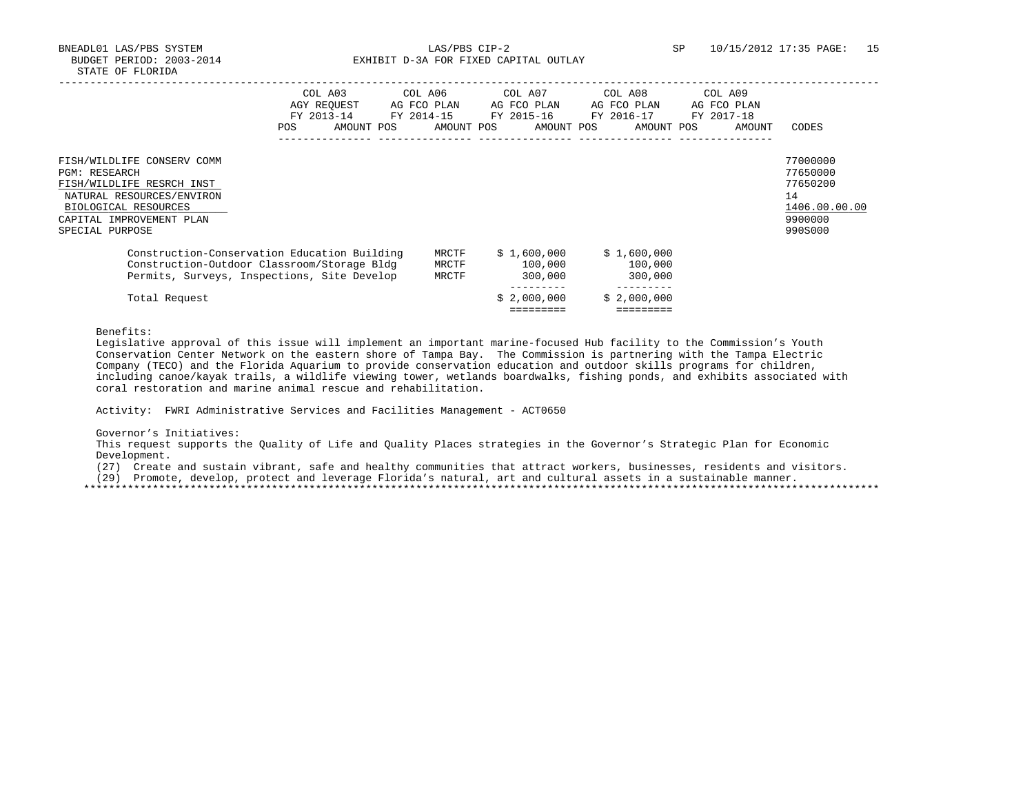BNEADL01 LAS/PBS SYSTEM LAS/PBS CIP-2 SP 10/15/2012 17:35
BUDGET PERIOD: 2003-2014 EXHIBIT D-3A FOR FIXED CAPITAL OUTLAY
STATE OF FLORIDA

| | COL A03 AGY REQUEST FY 2013-14 POS AMOUNT | COL A06 AG FCO PLAN FY 2014-15 POS AMOUNT | COL A07 AG FCO PLAN FY 2015-16 POS AMOUNT | COL A08 AG FCO PLAN FY 2016-17 POS AMOUNT | COL A09 AG FCO PLAN FY 2017-18 POS AMOUNT | CODES |
|---|---|---|---|---|---|---|
| FISH/WILDLIFE CONSERV COMM | | | | | | 77000000 |
| PGM: RESEARCH | | | | | | 77650000 |
| FISH/WILDLIFE RESRCH INST | | | | | | 77650200 |
| NATURAL RESOURCES/ENVIRON | | | | | | 14 |
| BIOLOGICAL RESOURCES | | | | | | 1406.00.00.00 |
| CAPITAL IMPROVEMENT PLAN | | | | | | 9900000 |
| SPECIAL PURPOSE | | | | | | 990S000 |

| | | | |
|---|---|---|---|
| Construction-Conservation Education Building | MRCTF | $ 1,600,000 | $ 1,600,000 |
| Construction-Outdoor Classroom/Storage Bldg | MRCTF | 100,000 | 100,000 |
| Permits, Surveys, Inspections, Site Develop | MRCTF | 300,000 | 300,000 |
| Total Request | | $ 2,000,000 | $ 2,000,000 |

Benefits:
Legislative approval of this issue will implement an important marine-focused Hub facility to the Commission's Youth Conservation Center Network on the eastern shore of Tampa Bay. The Commission is partnering with the Tampa Electric Company (TECO) and the Florida Aquarium to provide conservation education and outdoor skills programs for children, including canoe/kayak trails, a wildlife viewing tower, wetlands boardwalks, fishing ponds, and exhibits associated with coral restoration and marine animal rescue and rehabilitation.

Activity: FWRI Administrative Services and Facilities Management - ACT0650

Governor's Initiatives:
This request supports the Quality of Life and Quality Places strategies in the Governor's Strategic Plan for Economic Development.
(27) Create and sustain vibrant, safe and healthy communities that attract workers, businesses, residents and visitors.
(29) Promote, develop, protect and leverage Florida's natural, art and cultural assets in a sustainable manner.